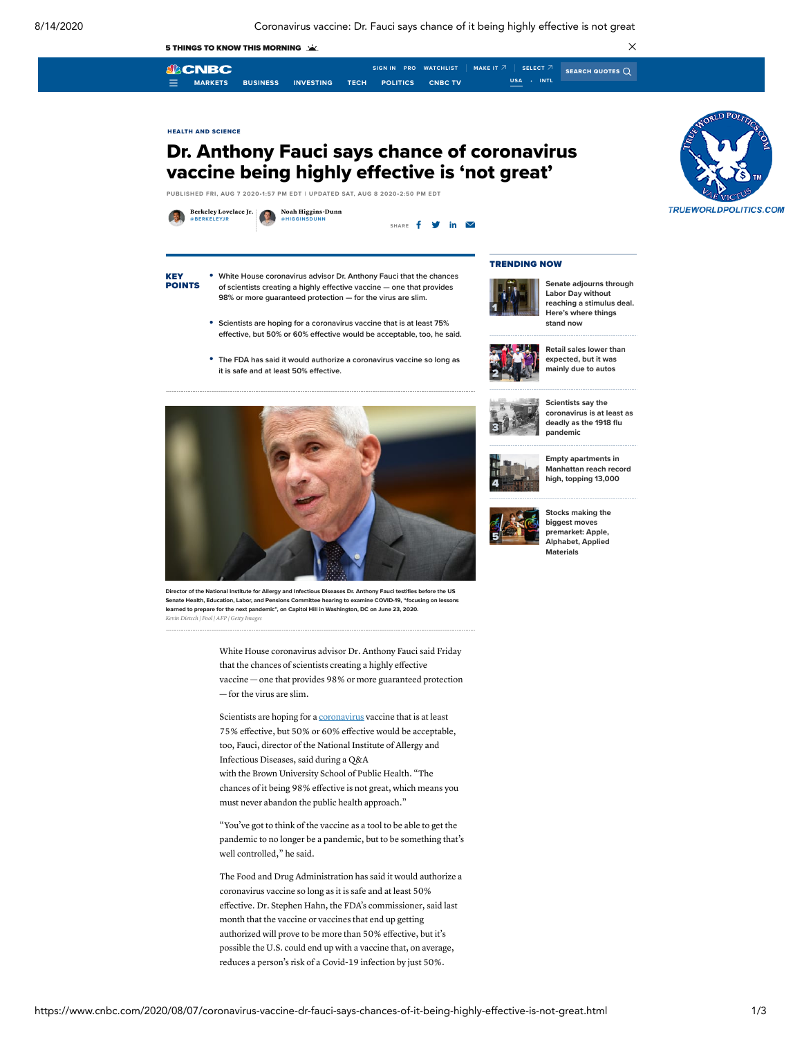HEALTH AND SCIENCE

# Dr. Anthony Fauci says chance of coronavirus vaccine being highly effective is 'not great'

PUBLISHED FRI, AUG 7 2020•1:57 PM EDT | UPDATED SAT, AUG 8 2020•2:50 PM EDT

Berkeley Lovelace Jr. @BERKELEYJR

Noah Higgins-Dunn @HIGGINSDUNN

**KEY POINTS**

- White House coronavirus advisor Dr. Anthony Fauci that the chances of scientists creating a highly effective vaccine — one that provides 98% or more guaranteed protection — for the virus are slim.
- Scientists are hoping for a coronavirus vaccine that is at least 75% effective, but 50% or 60% effective would be acceptable, too, he said.
- The FDA has said it would authorize a coronavirus vaccine so long as it is safe and at least 50% effective.

Director of the National Institute for Allergy and Infectious Diseases Dr. Anthony Fauci testifies before the US Senate Health, Education, Labor, and Pensions Committee hearing to examine COVID-19, "focusing on lessons learned to prepare for the next pandemic", on Capitol Hill in Washington, DC on June 23, 2020.

*Kevin Dietsch | Pool | AFP | Getty Images*

White House coronavirus advisor Dr. Anthony Fauci said Friday that the chances of scientists creating a highly effective vaccine — one that provides 98% or more guaranteed protection — for the virus are slim.

Scientists are hoping for a coronavirus vaccine that is at least 75% effective, but 50% or 60% effective would be acceptable, too, Fauci, director of the National Institute of Allergy and Infectious Diseases, said during a Q&A with the Brown University School of Public Health. "The chances of it being 98% effective is not great, which means you must never abandon the public health approach."

"You've got to think of the vaccine as a tool to be able to get the pandemic to no longer be a pandemic, but to be something that's well controlled," he said.

The Food and Drug Administration has said it would authorize a coronavirus vaccine so long as it is safe and at least 50% effective. Dr. Stephen Hahn, the FDA's commissioner, said last month that the vaccine or vaccines that end up getting authorized will prove to be more than 50% effective, but it's possible the U.S. could end up with a vaccine that, on average, reduces a person's risk of a Covid-19 infection by just 50%.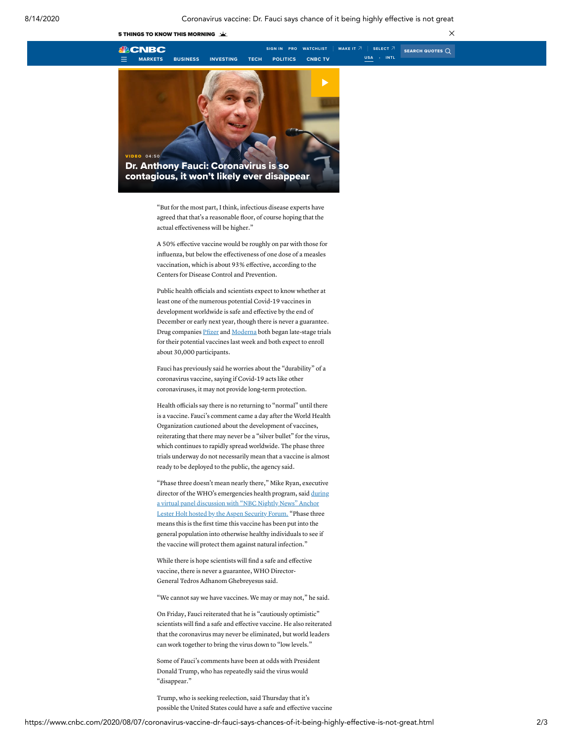**VIDEO** 04:50

**Dr. Anthony Fauci: Coronavirus is so contagious, it won't likely ever disappear**

"But for the most part, I think, infectious disease experts have agreed that that's a reasonable floor, of course hoping that the actual effectiveness will be higher."

A 50% effective vaccine would be roughly on par with those for influenza, but below the effectiveness of one dose of a measles vaccination, which is about 93% effective, according to the Centers for Disease Control and Prevention.

Public health officials and scientists expect to know whether at least one of the numerous potential Covid-19 vaccines in development worldwide is safe and effective by the end of December or early next year, though there is never a guarantee. Drug companies Pfizer and Moderna both began late-stage trials for their potential vaccines last week and both expect to enroll about 30,000 participants.

Fauci has previously said he worries about the "durability" of a coronavirus vaccine, saying if Covid-19 acts like other coronaviruses, it may not provide long-term protection.

Health officials say there is no returning to "normal" until there is a vaccine. Fauci's comment came a day after the World Health Organization cautioned about the development of vaccines, reiterating that there may never be a "silver bullet" for the virus, which continues to rapidly spread worldwide. The phase three trials underway do not necessarily mean that a vaccine is almost ready to be deployed to the public, the agency said.

"Phase three doesn't mean nearly there," Mike Ryan, executive director of the WHO's emergencies health program, said during a virtual panel discussion with "NBC Nightly News" Anchor Lester Holt hosted by the Aspen Security Forum. "Phase three means this is the first time this vaccine has been put into the general population into otherwise healthy individuals to see if the vaccine will protect them against natural infection."

While there is hope scientists will find a safe and effective vaccine, there is never a guarantee, WHO Director-General Tedros Adhanom Ghebreyesus said.

"We cannot say we have vaccines. We may or may not," he said.

On Friday, Fauci reiterated that he is "cautiously optimistic" scientists will find a safe and effective vaccine. He also reiterated that the coronavirus may never be eliminated, but world leaders can work together to bring the virus down to "low levels."

Some of Fauci's comments have been at odds with President Donald Trump, who has repeatedly said the virus would "disappear."

Trump, who is seeking reelection, said Thursday that it's possible the United States could have a safe and effective vaccine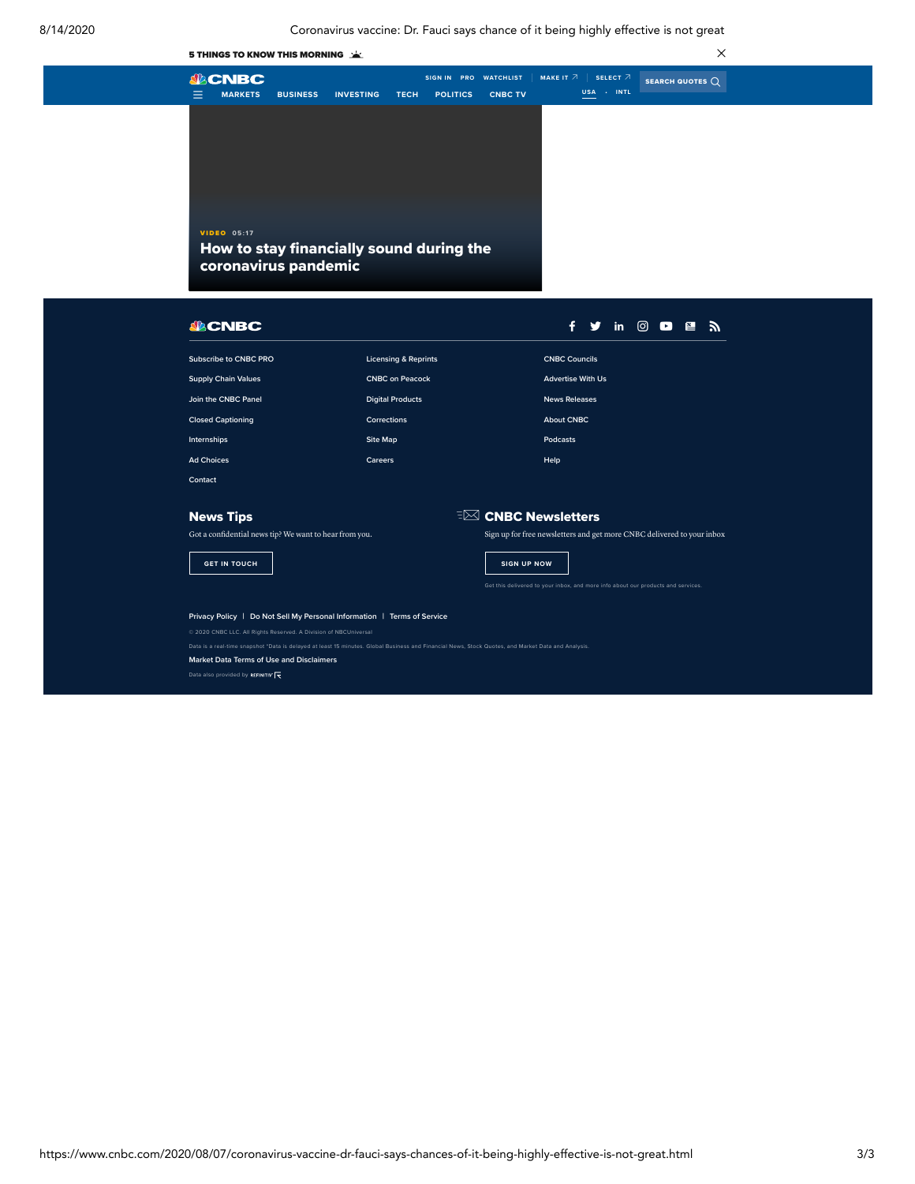5 THINGS TO KNOW THIS MORNING

CNBC

SIGN IN PRO WATCHLIST MAKE IT SELECT SEARCH QUOTES

MARKETS BUSINESS INVESTING TECH POLITICS CNBC TV USA · INTL

VIDEO 05:17

**How to stay financially sound during the coronavirus pandemic**

CNBC

Subscribe to CNBC PRO
Supply Chain Values
Join the CNBC Panel
Closed Captioning
Internships
Ad Choices
Contact

Licensing & Reprints
CNBC on Peacock
Digital Products
Corrections
Site Map
Careers

CNBC Councils
Advertise With Us
News Releases
About CNBC
Podcasts
Help

## News Tips

Got a confidential news tip? We want to hear from you.

GET IN TOUCH

## CNBC Newsletters

Sign up for free newsletters and get more CNBC delivered to your inbox

SIGN UP NOW

Get this delivered to your inbox, and more info about our products and services.

Privacy Policy | Do Not Sell My Personal Information | Terms of Service

© 2020 CNBC LLC. All Rights Reserved. A Division of NBCUniversal

Data is a real-time snapshot *Data is delayed at least 15 minutes. Global Business and Financial News, Stock Quotes, and Market Data and Analysis.

Market Data Terms of Use and Disclaimers

Data also provided by REFINITIV